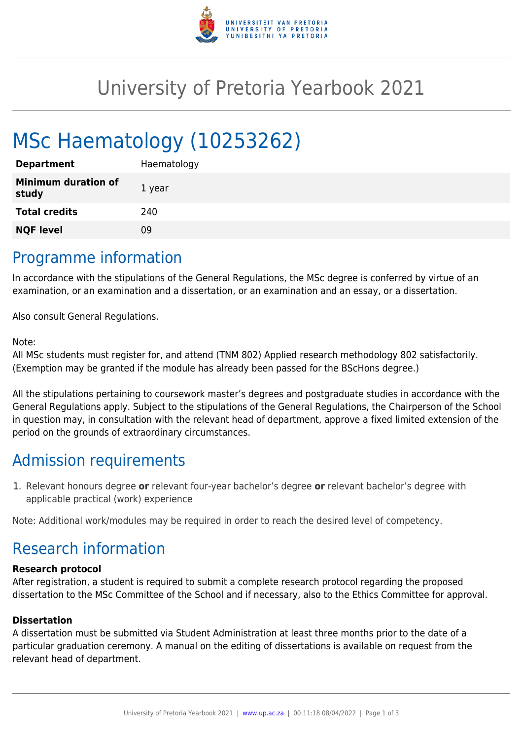# University of Pretoria Yearbook 2021

# MSc Haematology (10253262)

| | |
|---|---|
| **Department** | Haematology |
| **Minimum duration of study** | 1 year |
| **Total credits** | 240 |
| **NQF level** | 09 |

## Programme information

In accordance with the stipulations of the General Regulations, the MSc degree is conferred by virtue of an examination, or an examination and a dissertation, or an examination and an essay, or a dissertation.

Also consult General Regulations.

Note:
All MSc students must register for, and attend (TNM 802) Applied research methodology 802 satisfactorily. (Exemption may be granted if the module has already been passed for the BScHons degree.)

All the stipulations pertaining to coursework master's degrees and postgraduate studies in accordance with the General Regulations apply. Subject to the stipulations of the General Regulations, the Chairperson of the School in question may, in consultation with the relevant head of department, approve a fixed limited extension of the period on the grounds of extraordinary circumstances.

## Admission requirements

1. Relevant honours degree **or** relevant four-year bachelor's degree **or** relevant bachelor's degree with applicable practical (work) experience

Note: Additional work/modules may be required in order to reach the desired level of competency.

## Research information

### Research protocol

After registration, a student is required to submit a complete research protocol regarding the proposed dissertation to the MSc Committee of the School and if necessary, also to the Ethics Committee for approval.

### Dissertation

A dissertation must be submitted via Student Administration at least three months prior to the date of a particular graduation ceremony. A manual on the editing of dissertations is available on request from the relevant head of department.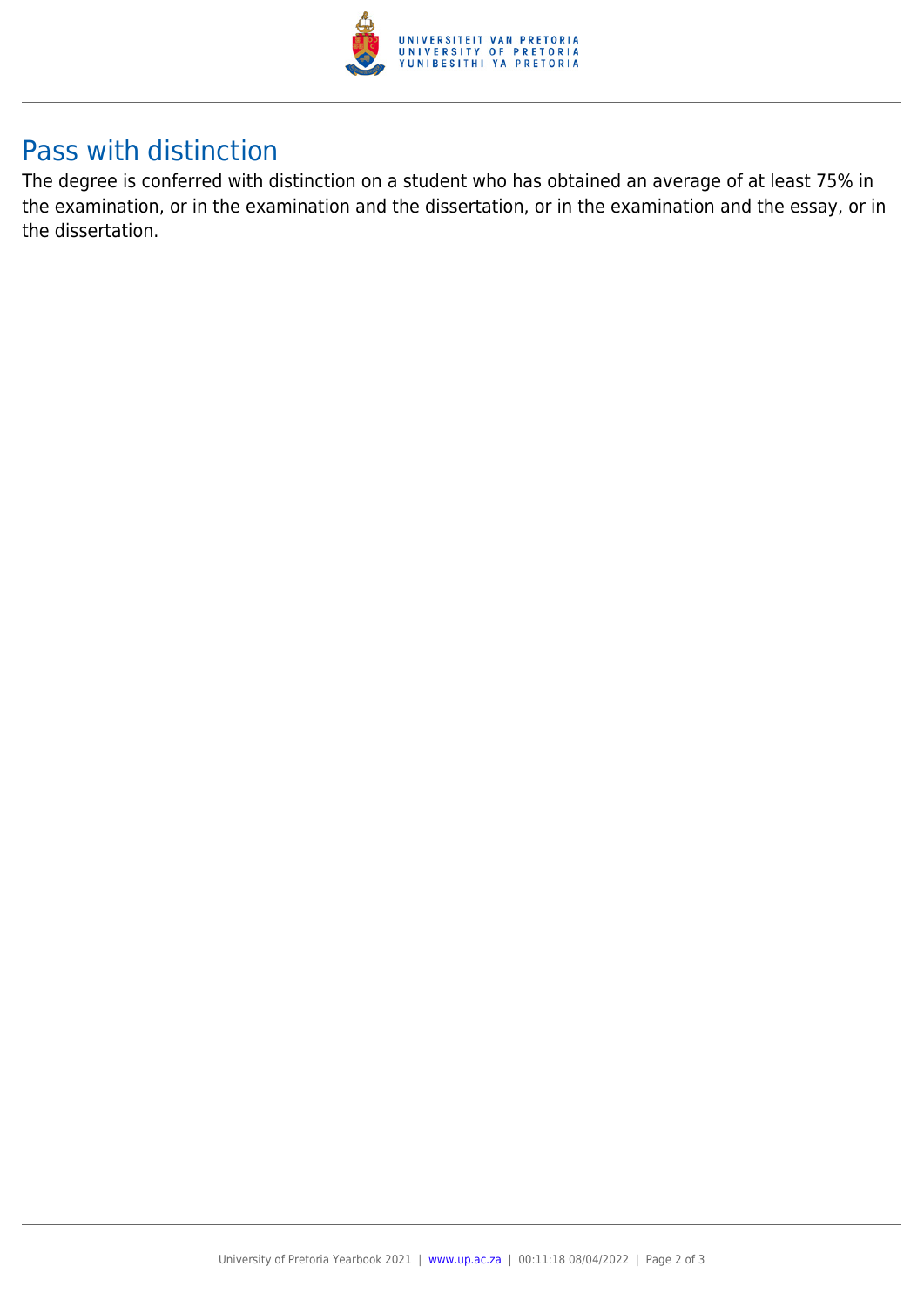## Pass with distinction

The degree is conferred with distinction on a student who has obtained an average of at least 75% in the examination, or in the examination and the dissertation, or in the examination and the essay, or in the dissertation.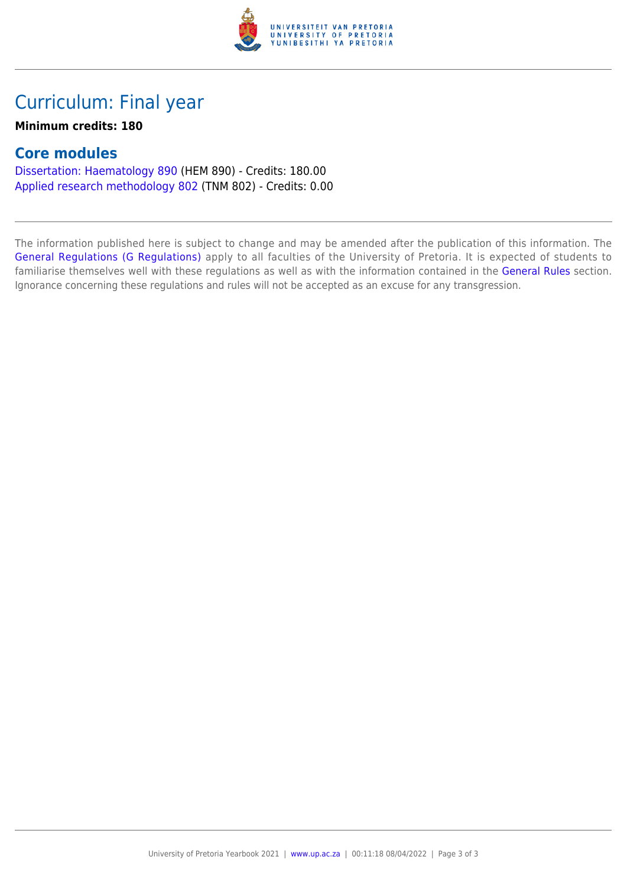# Curriculum: Final year

**Minimum credits: 180**

## Core modules

Dissertation: Haematology 890 (HEM 890) - Credits: 180.00
Applied research methodology 802 (TNM 802) - Credits: 0.00

The information published here is subject to change and may be amended after the publication of this information. The General Regulations (G Regulations) apply to all faculties of the University of Pretoria. It is expected of students to familiarise themselves well with these regulations as well as with the information contained in the General Rules section. Ignorance concerning these regulations and rules will not be accepted as an excuse for any transgression.